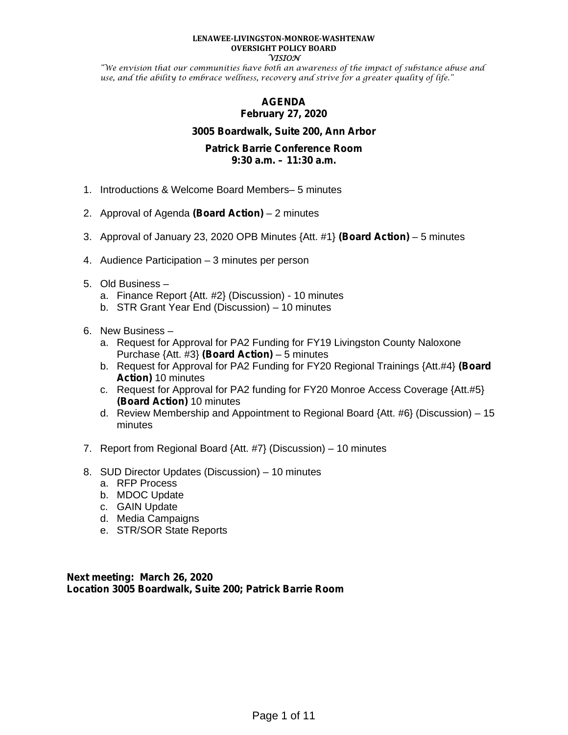**LENAWEE-LIVINGSTON-MONROE-WASHTENAW**
**OVERSIGHT POLICY BOARD**
*VISION*

*"We envision that our communities have both an awareness of the impact of substance abuse and use, and the ability to embrace wellness, recovery and strive for a greater quality of life."*

# AGENDA
## February 27, 2020

**3005 Boardwalk, Suite 200, Ann Arbor**

**Patrick Barrie Conference Room**
**9:30 a.m. – 11:30 a.m.**

1. Introductions & Welcome Board Members– 5 minutes
2. Approval of Agenda **(Board Action)** – 2 minutes
3. Approval of January 23, 2020 OPB Minutes {Att. #1} **(Board Action)** – 5 minutes
4. Audience Participation – 3 minutes per person
5. Old Business –
   a. Finance Report {Att. #2} (Discussion) - 10 minutes
   b. STR Grant Year End (Discussion) – 10 minutes
6. New Business –
   a. Request for Approval for PA2 Funding for FY19 Livingston County Naloxone Purchase {Att. #3} **(Board Action)** – 5 minutes
   b. Request for Approval for PA2 Funding for FY20 Regional Trainings {Att.#4} **(Board Action)** 10 minutes
   c. Request for Approval for PA2 funding for FY20 Monroe Access Coverage {Att.#5} **(Board Action)** 10 minutes
   d. Review Membership and Appointment to Regional Board {Att. #6} (Discussion) – 15 minutes
7. Report from Regional Board {Att. #7} (Discussion) – 10 minutes
8. SUD Director Updates (Discussion) – 10 minutes
   a. RFP Process
   b. MDOC Update
   c. GAIN Update
   d. Media Campaigns
   e. STR/SOR State Reports

**Next meeting: March 26, 2020**
**Location 3005 Boardwalk, Suite 200; Patrick Barrie Room**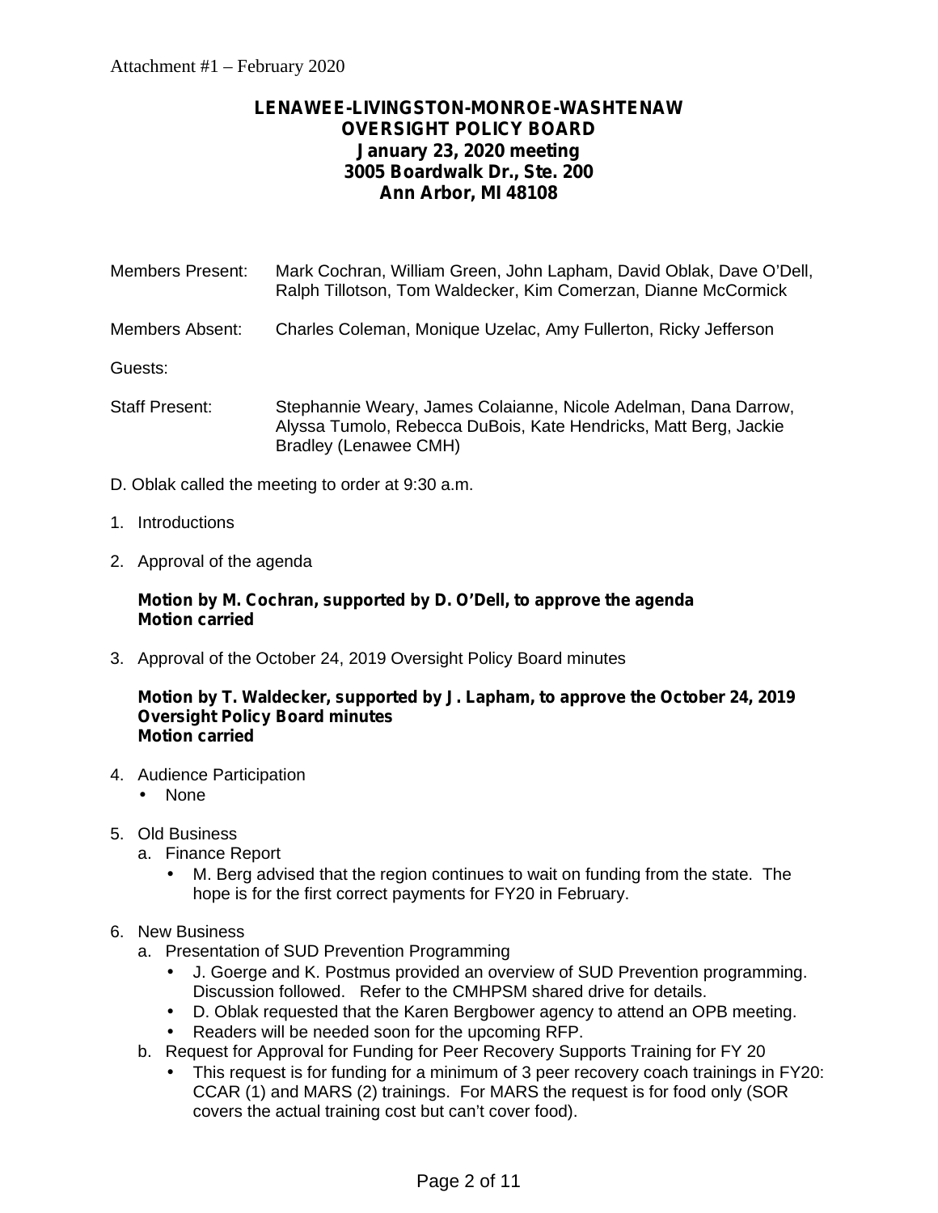Attachment #1 – February 2020

# LENAWEE-LIVINGSTON-MONROE-WASHTENAW OVERSIGHT POLICY BOARD

**January 23, 2020 meeting**
**3005 Boardwalk Dr., Ste. 200**
**Ann Arbor, MI 48108**

Members Present: Mark Cochran, William Green, John Lapham, David Oblak, Dave O'Dell, Ralph Tillotson, Tom Waldecker, Kim Comerzan, Dianne McCormick

Members Absent: Charles Coleman, Monique Uzelac, Amy Fullerton, Ricky Jefferson

Guests:

Staff Present: Stephannie Weary, James Colaianne, Nicole Adelman, Dana Darrow, Alyssa Tumolo, Rebecca DuBois, Kate Hendricks, Matt Berg, Jackie Bradley (Lenawee CMH)

D. Oblak called the meeting to order at 9:30 a.m.

1. Introductions

2. Approval of the agenda

   **Motion by M. Cochran, supported by D. O'Dell, to approve the agenda**
   **Motion carried**

3. Approval of the October 24, 2019 Oversight Policy Board minutes

   **Motion by T. Waldecker, supported by J. Lapham, to approve the October 24, 2019 Oversight Policy Board minutes**
   **Motion carried**

4. Audience Participation
   - None

5. Old Business
   a. Finance Report
      - M. Berg advised that the region continues to wait on funding from the state. The hope is for the first correct payments for FY20 in February.

6. New Business
   a. Presentation of SUD Prevention Programming
      - J. Goerge and K. Postmus provided an overview of SUD Prevention programming. Discussion followed. Refer to the CMHPSM shared drive for details.
      - D. Oblak requested that the Karen Bergbower agency to attend an OPB meeting.
      - Readers will be needed soon for the upcoming RFP.

   b. Request for Approval for Funding for Peer Recovery Supports Training for FY 20
      - This request is for funding for a minimum of 3 peer recovery coach trainings in FY20: CCAR (1) and MARS (2) trainings. For MARS the request is for food only (SOR covers the actual training cost but can't cover food).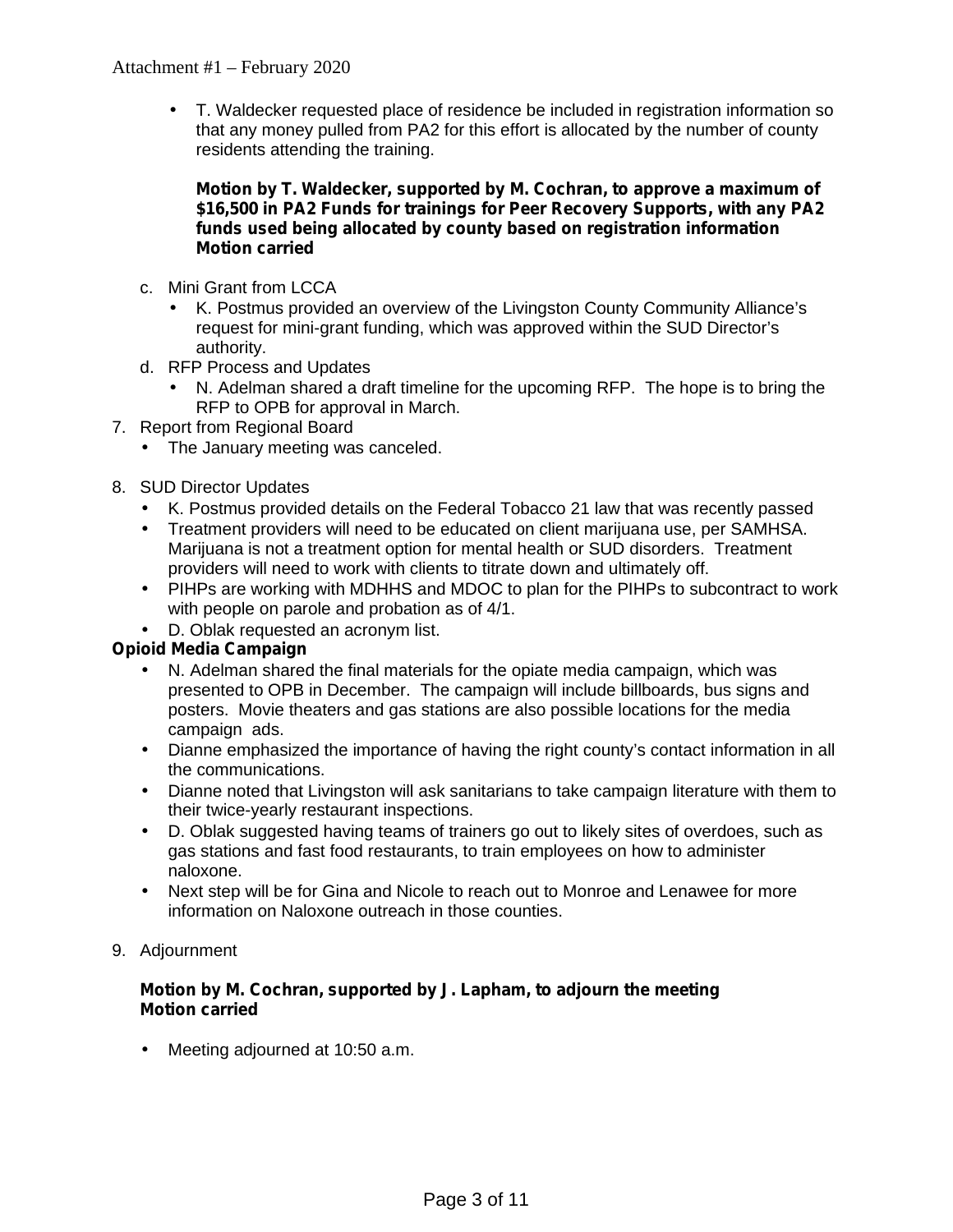- T. Waldecker requested place of residence be included in registration information so that any money pulled from PA2 for this effort is allocated by the number of county residents attending the training.

  **Motion by T. Waldecker, supported by M. Cochran, to approve a maximum of $16,500 in PA2 Funds for trainings for Peer Recovery Supports, with any PA2 funds used being allocated by county based on registration information**
  **Motion carried**

c. Mini Grant from LCCA
   - K. Postmus provided an overview of the Livingston County Community Alliance's request for mini-grant funding, which was approved within the SUD Director's authority.

d. RFP Process and Updates
   - N. Adelman shared a draft timeline for the upcoming RFP. The hope is to bring the RFP to OPB for approval in March.

7. Report from Regional Board
   - The January meeting was canceled.

8. SUD Director Updates
   - K. Postmus provided details on the Federal Tobacco 21 law that was recently passed
   - Treatment providers will need to be educated on client marijuana use, per SAMHSA. Marijuana is not a treatment option for mental health or SUD disorders. Treatment providers will need to work with clients to titrate down and ultimately off.
   - PIHPs are working with MDHHS and MDOC to plan for the PIHPs to subcontract to work with people on parole and probation as of 4/1.
   - D. Oblak requested an acronym list.

**Opioid Media Campaign**

- N. Adelman shared the final materials for the opiate media campaign, which was presented to OPB in December. The campaign will include billboards, bus signs and posters. Movie theaters and gas stations are also possible locations for the media campaign ads.
- Dianne emphasized the importance of having the right county's contact information in all the communications.
- Dianne noted that Livingston will ask sanitarians to take campaign literature with them to their twice-yearly restaurant inspections.
- D. Oblak suggested having teams of trainers go out to likely sites of overdoes, such as gas stations and fast food restaurants, to train employees on how to administer naloxone.
- Next step will be for Gina and Nicole to reach out to Monroe and Lenawee for more information on Naloxone outreach in those counties.

9. Adjournment

   **Motion by M. Cochran, supported by J. Lapham, to adjourn the meeting**
   **Motion carried**

   - Meeting adjourned at 10:50 a.m.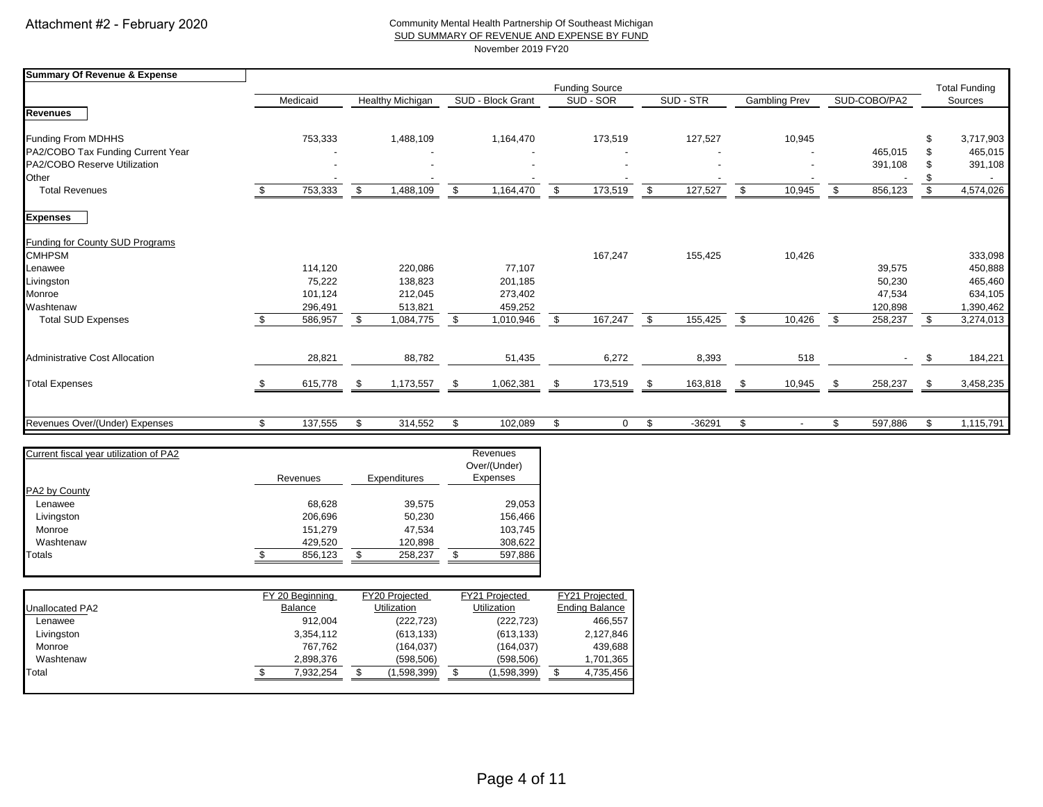Attachment #2 - February 2020

Community Mental Health Partnership Of Southeast Michigan
SUD SUMMARY OF REVENUE AND EXPENSE BY FUND
November 2019 FY20

| Summary Of Revenue & Expense | | | | Funding Source | | | | Total Funding |
|---|---|---|---|---|---|---|---|---|
| | Medicaid | Healthy Michigan | SUD - Block Grant | SUD - SOR | SUD - STR | Gambling Prev | SUD-COBO/PA2 | Sources |
| **Revenues** | | | | | | | | |
| Funding From MDHHS | 753,333 | 1,488,109 | 1,164,470 | 173,519 | 127,527 | 10,945 | | $ 3,717,903 |
| PA2/COBO Tax Funding Current Year | - | - | - | - | - | - | 465,015 | $ 465,015 |
| PA2/COBO Reserve Utilization | - | - | - | - | - | - | 391,108 | $ 391,108 |
| Other | - | - | - | - | - | - | - | $ - |
| Total Revenues | $ 753,333 | $ 1,488,109 | $ 1,164,470 | $ 173,519 | $ 127,527 | $ 10,945 | $ 856,123 | $ 4,574,026 |
| **Expenses** | | | | | | | | |
| Funding for County SUD Programs | | | | | | | | |
| CMHPSM | | | | 167,247 | 155,425 | 10,426 | | 333,098 |
| Lenawee | 114,120 | 220,086 | 77,107 | | | | 39,575 | 450,888 |
| Livingston | 75,222 | 138,823 | 201,185 | | | | 50,230 | 465,460 |
| Monroe | 101,124 | 212,045 | 273,402 | | | | 47,534 | 634,105 |
| Washtenaw | 296,491 | 513,821 | 459,252 | | | | 120,898 | 1,390,462 |
| Total SUD Expenses | $ 586,957 | $ 1,084,775 | $ 1,010,946 | $ 167,247 | $ 155,425 | $ 10,426 | $ 258,237 | $ 3,274,013 |
| Administrative Cost Allocation | 28,821 | 88,782 | 51,435 | 6,272 | 8,393 | 518 | - | $ 184,221 |
| Total Expenses | $ 615,778 | $ 1,173,557 | $ 1,062,381 | $ 173,519 | $ 163,818 | $ 10,945 | $ 258,237 | $ 3,458,235 |
| Revenues Over/(Under) Expenses | $ 137,555 | $ 314,552 | $ 102,089 | $ 0 | $ -36291 | $ - | $ 597,886 | $ 1,115,791 |

| Current fiscal year utilization of PA2 | Revenues | Expenditures | Revenues Over/(Under) Expenses |
|---|---|---|---|
| PA2 by County | | | |
| Lenawee | 68,628 | 39,575 | 29,053 |
| Livingston | 206,696 | 50,230 | 156,466 |
| Monroe | 151,279 | 47,534 | 103,745 |
| Washtenaw | 429,520 | 120,898 | 308,622 |
| Totals | $ 856,123 | $ 258,237 | $ 597,886 |

| Unallocated PA2 | FY 20 Beginning Balance | FY20 Projected Utilization | FY21 Projected Utilization | FY21 Projected Ending Balance |
|---|---|---|---|---|
| Lenawee | 912,004 | (222,723) | (222,723) | 466,557 |
| Livingston | 3,354,112 | (613,133) | (613,133) | 2,127,846 |
| Monroe | 767,762 | (164,037) | (164,037) | 439,688 |
| Washtenaw | 2,898,376 | (598,506) | (598,506) | 1,701,365 |
| Total | $ 7,932,254 | $ (1,598,399) | $ (1,598,399) | $ 4,735,456 |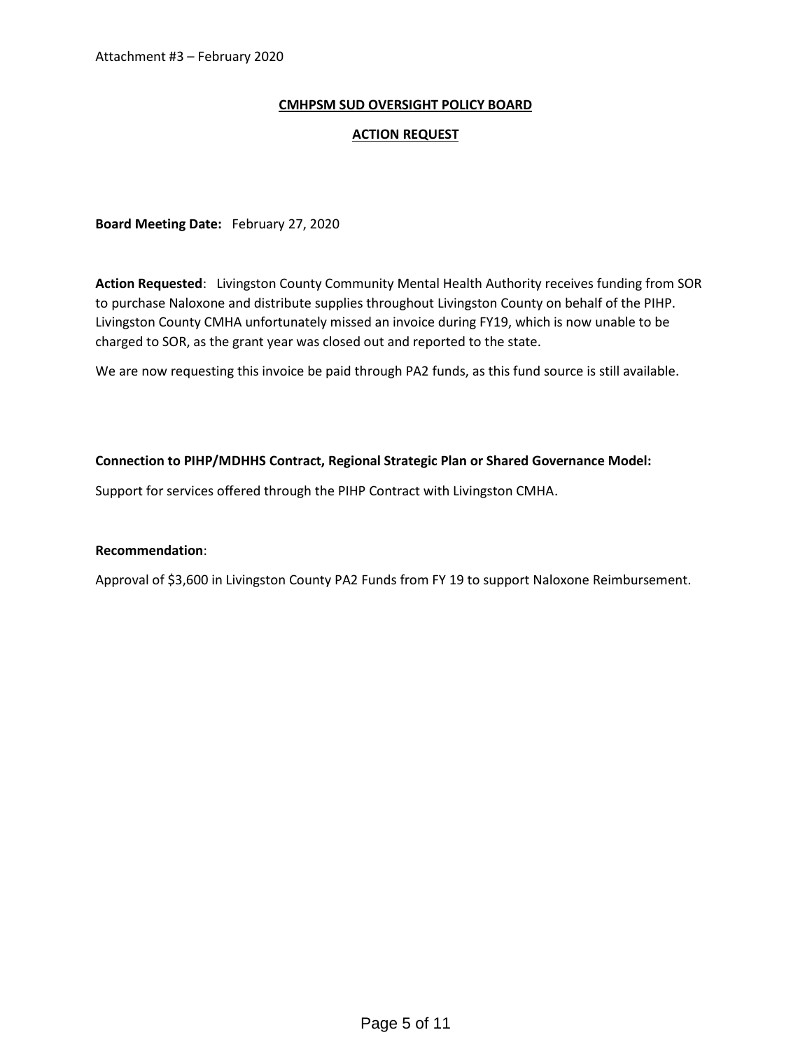Attachment #3 – February 2020

## CMHPSM SUD OVERSIGHT POLICY BOARD

## ACTION REQUEST

**Board Meeting Date:** February 27, 2020

**Action Requested**: Livingston County Community Mental Health Authority receives funding from SOR to purchase Naloxone and distribute supplies throughout Livingston County on behalf of the PIHP. Livingston County CMHA unfortunately missed an invoice during FY19, which is now unable to be charged to SOR, as the grant year was closed out and reported to the state.

We are now requesting this invoice be paid through PA2 funds, as this fund source is still available.

**Connection to PIHP/MDHHS Contract, Regional Strategic Plan or Shared Governance Model:**

Support for services offered through the PIHP Contract with Livingston CMHA.

**Recommendation**:

Approval of $3,600 in Livingston County PA2 Funds from FY 19 to support Naloxone Reimbursement.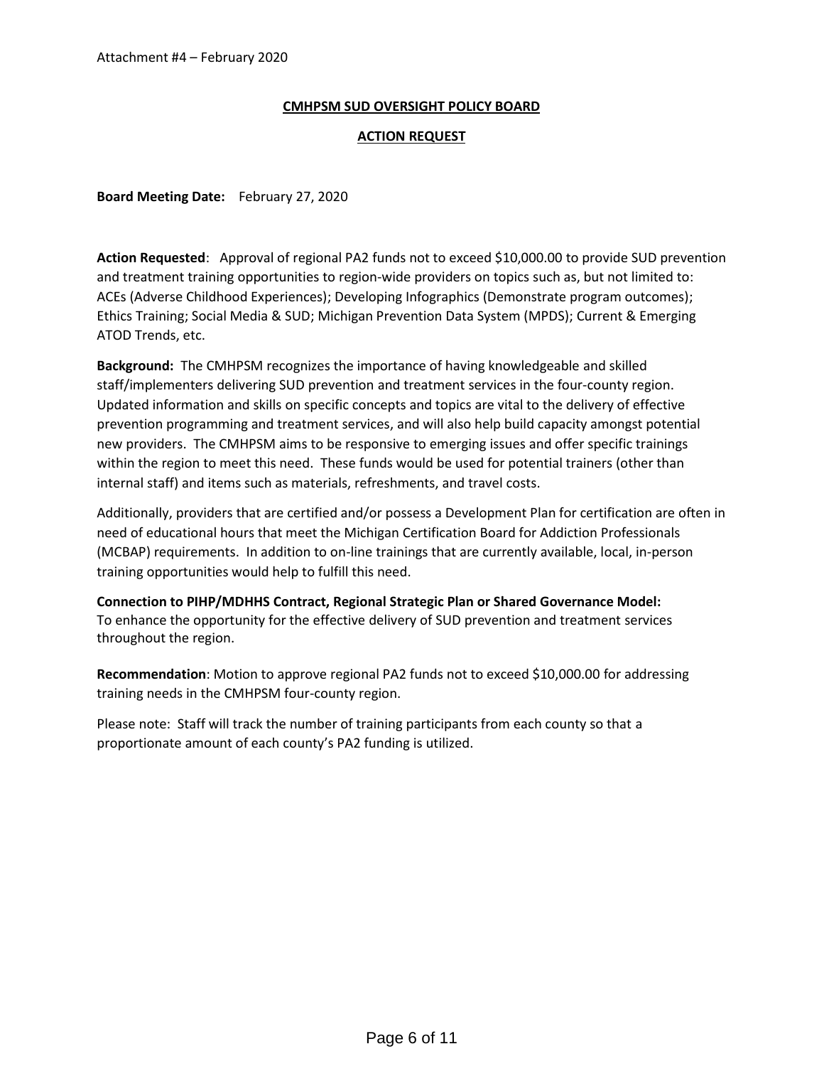Attachment #4 – February 2020

**CMHPSM SUD OVERSIGHT POLICY BOARD**

**ACTION REQUEST**

**Board Meeting Date:** February 27, 2020

**Action Requested**: Approval of regional PA2 funds not to exceed $10,000.00 to provide SUD prevention and treatment training opportunities to region-wide providers on topics such as, but not limited to: ACEs (Adverse Childhood Experiences); Developing Infographics (Demonstrate program outcomes); Ethics Training; Social Media & SUD; Michigan Prevention Data System (MPDS); Current & Emerging ATOD Trends, etc.

**Background:** The CMHPSM recognizes the importance of having knowledgeable and skilled staff/implementers delivering SUD prevention and treatment services in the four-county region. Updated information and skills on specific concepts and topics are vital to the delivery of effective prevention programming and treatment services, and will also help build capacity amongst potential new providers. The CMHPSM aims to be responsive to emerging issues and offer specific trainings within the region to meet this need. These funds would be used for potential trainers (other than internal staff) and items such as materials, refreshments, and travel costs.

Additionally, providers that are certified and/or possess a Development Plan for certification are often in need of educational hours that meet the Michigan Certification Board for Addiction Professionals (MCBAP) requirements. In addition to on-line trainings that are currently available, local, in-person training opportunities would help to fulfill this need.

**Connection to PIHP/MDHHS Contract, Regional Strategic Plan or Shared Governance Model:**
To enhance the opportunity for the effective delivery of SUD prevention and treatment services throughout the region.

**Recommendation**: Motion to approve regional PA2 funds not to exceed $10,000.00 for addressing training needs in the CMHPSM four-county region.

Please note: Staff will track the number of training participants from each county so that a proportionate amount of each county's PA2 funding is utilized.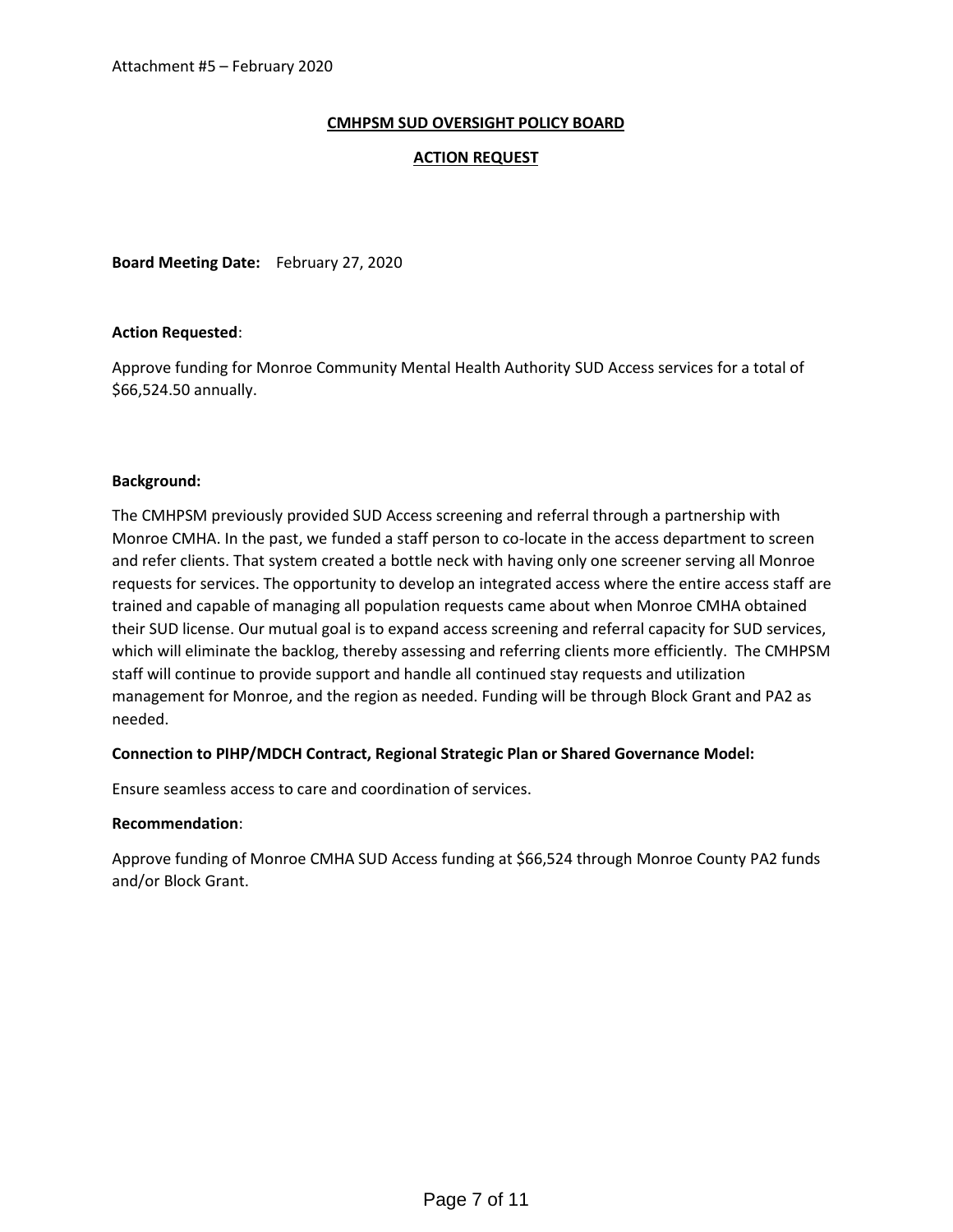Attachment #5 – February 2020

# CMHPSM SUD OVERSIGHT POLICY BOARD

## ACTION REQUEST

**Board Meeting Date:** February 27, 2020

**Action Requested**:

Approve funding for Monroe Community Mental Health Authority SUD Access services for a total of $66,524.50 annually.

**Background:**

The CMHPSM previously provided SUD Access screening and referral through a partnership with Monroe CMHA. In the past, we funded a staff person to co-locate in the access department to screen and refer clients. That system created a bottle neck with having only one screener serving all Monroe requests for services. The opportunity to develop an integrated access where the entire access staff are trained and capable of managing all population requests came about when Monroe CMHA obtained their SUD license. Our mutual goal is to expand access screening and referral capacity for SUD services, which will eliminate the backlog, thereby assessing and referring clients more efficiently. The CMHPSM staff will continue to provide support and handle all continued stay requests and utilization management for Monroe, and the region as needed. Funding will be through Block Grant and PA2 as needed.

**Connection to PIHP/MDCH Contract, Regional Strategic Plan or Shared Governance Model:**

Ensure seamless access to care and coordination of services.

**Recommendation**:

Approve funding of Monroe CMHA SUD Access funding at $66,524 through Monroe County PA2 funds and/or Block Grant.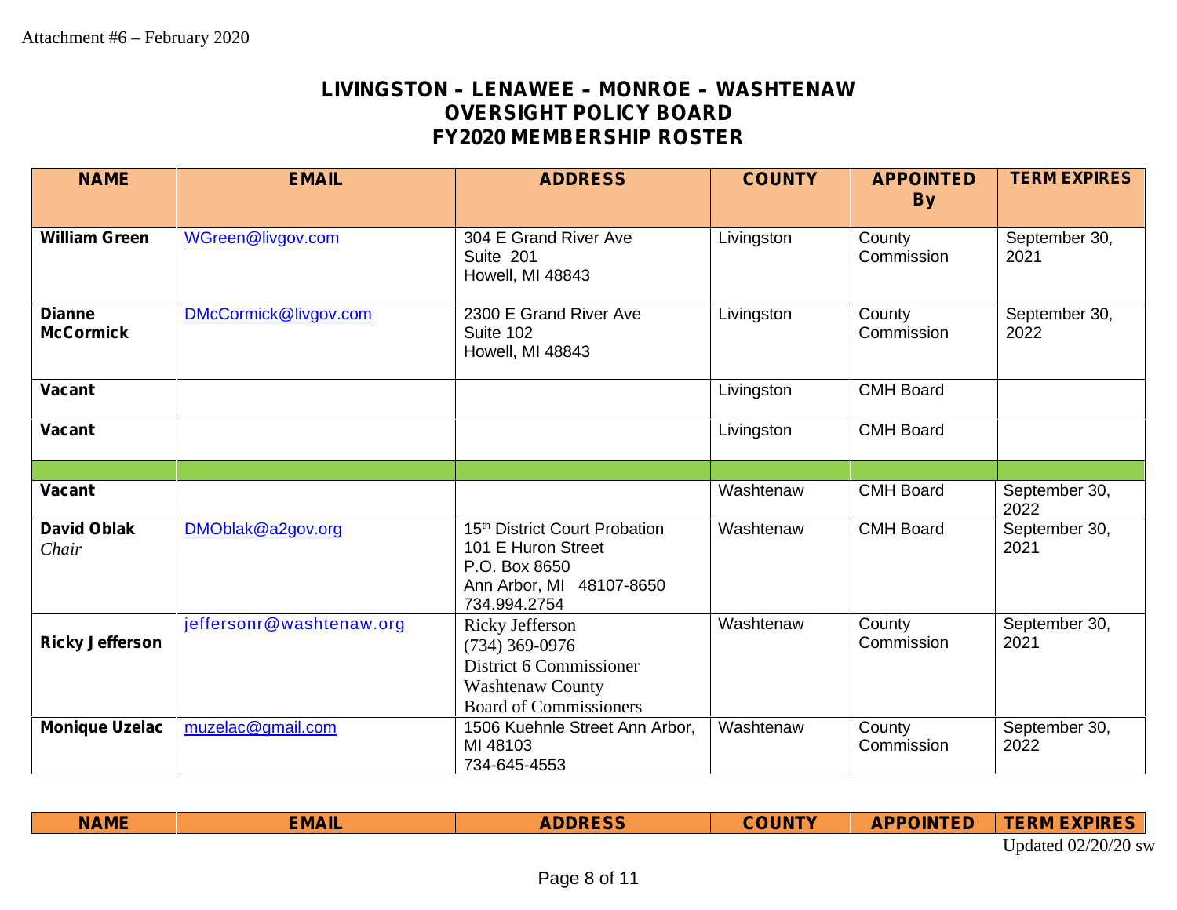Attachment #6 – February 2020

# LIVINGSTON – LENAWEE – MONROE – WASHTENAW
# OVERSIGHT POLICY BOARD
# FY2020 MEMBERSHIP ROSTER

| NAME | EMAIL | ADDRESS | COUNTY | APPOINTED By | TERM EXPIRES |
|---|---|---|---|---|---|
| **William Green** | WGreen@livgov.com | 304 E Grand River Ave<br>Suite 201<br>Howell, MI 48843 | Livingston | County Commission | September 30, 2021 |
| **Dianne McCormick** | DMcCormick@livgov.com | 2300 E Grand River Ave<br>Suite 102<br>Howell, MI 48843 | Livingston | County Commission | September 30, 2022 |
| **Vacant** | | | Livingston | CMH Board | |
| **Vacant** | | | Livingston | CMH Board | |
| | | | | | |
| **Vacant** | | | Washtenaw | CMH Board | September 30, 2022 |
| **David Oblak**<br>*Chair* | DMOblak@a2gov.org | 15th District Court Probation<br>101 E Huron Street<br>P.O. Box 8650<br>Ann Arbor, MI 48107-8650<br>734.994.2754 | Washtenaw | CMH Board | September 30, 2021 |
| **Ricky Jefferson** | jeffersonr@washtenaw.org | Ricky Jefferson<br>(734) 369-0976<br>District 6 Commissioner<br>Washtenaw County<br>Board of Commissioners | Washtenaw | County Commission | September 30, 2021 |
| **Monique Uzelac** | muzelac@gmail.com | 1506 Kuehnle Street Ann Arbor, MI 48103<br>734-645-4553 | Washtenaw | County Commission | September 30, 2022 |

| NAME | EMAIL | ADDRESS | COUNTY | APPOINTED | TERM EXPIRES |
|---|---|---|---|---|---|

Updated 02/20/20 sw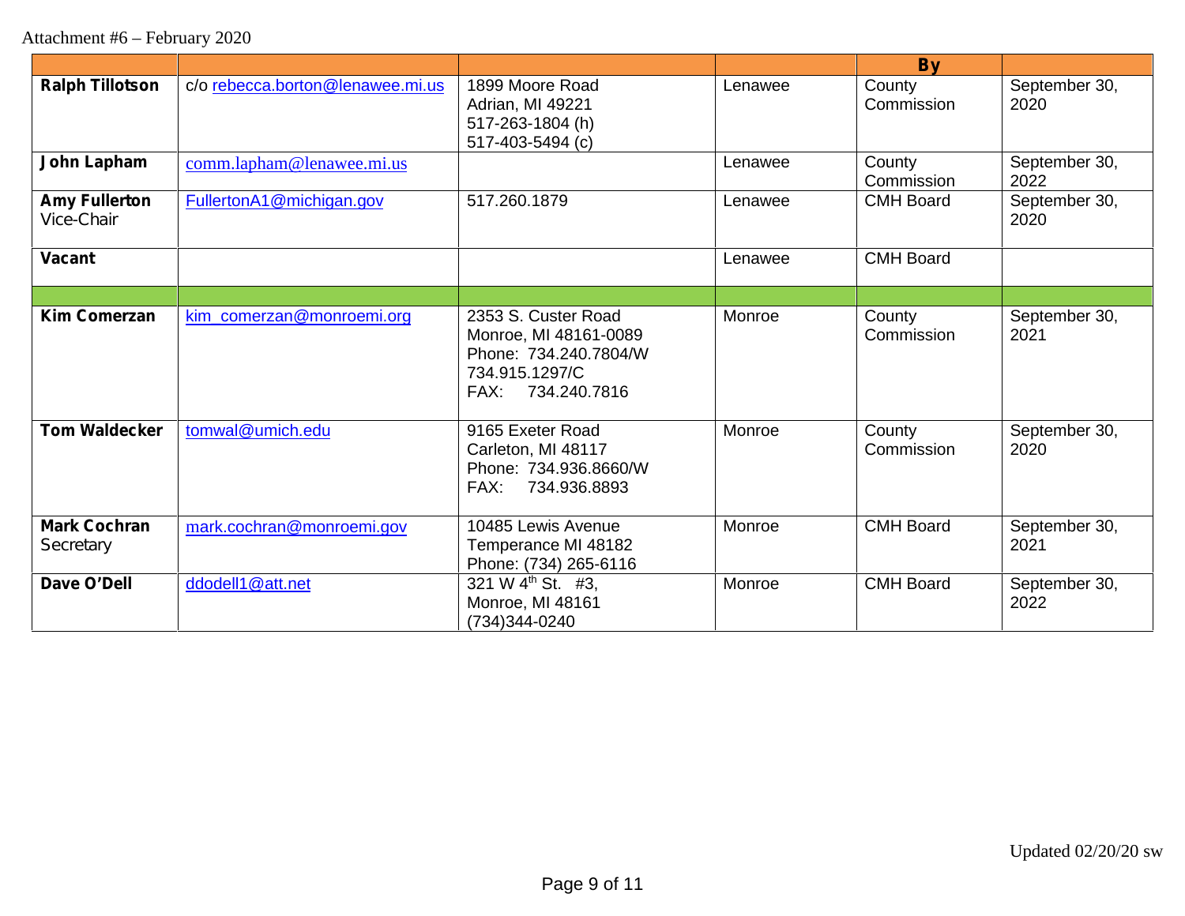Attachment #6 – February 2020

| | | | | By | |
|---|---|---|---|---|---|
| **Ralph Tillotson** | c/o rebecca.borton@lenawee.mi.us | 1899 Moore Road<br>Adrian, MI 49221<br>517-263-1804 (h)<br>517-403-5494 (c) | Lenawee | County Commission | September 30, 2020 |
| **John Lapham** | comm.lapham@lenawee.mi.us | | Lenawee | County Commission | September 30, 2022 |
| **Amy Fullerton**<br>Vice-Chair | FullertonA1@michigan.gov | 517.260.1879 | Lenawee | CMH Board | September 30, 2020 |
| **Vacant** | | | Lenawee | CMH Board | |
| | | | | | |
| **Kim Comerzan** | kim_comerzan@monroemi.org | 2353 S. Custer Road<br>Monroe, MI 48161-0089<br>Phone: 734.240.7804/W<br>734.915.1297/C<br>FAX: 734.240.7816 | Monroe | County Commission | September 30, 2021 |
| **Tom Waldecker** | tomwal@umich.edu | 9165 Exeter Road<br>Carleton, MI 48117<br>Phone: 734.936.8660/W<br>FAX: 734.936.8893 | Monroe | County Commission | September 30, 2020 |
| **Mark Cochran**<br>Secretary | mark.cochran@monroemi.gov | 10485 Lewis Avenue<br>Temperance MI 48182<br>Phone: (734) 265-6116 | Monroe | CMH Board | September 30, 2021 |
| **Dave O'Dell** | ddodell1@att.net | 321 W 4th St. #3,<br>Monroe, MI 48161<br>(734)344-0240 | Monroe | CMH Board | September 30, 2022 |

Updated 02/20/20 sw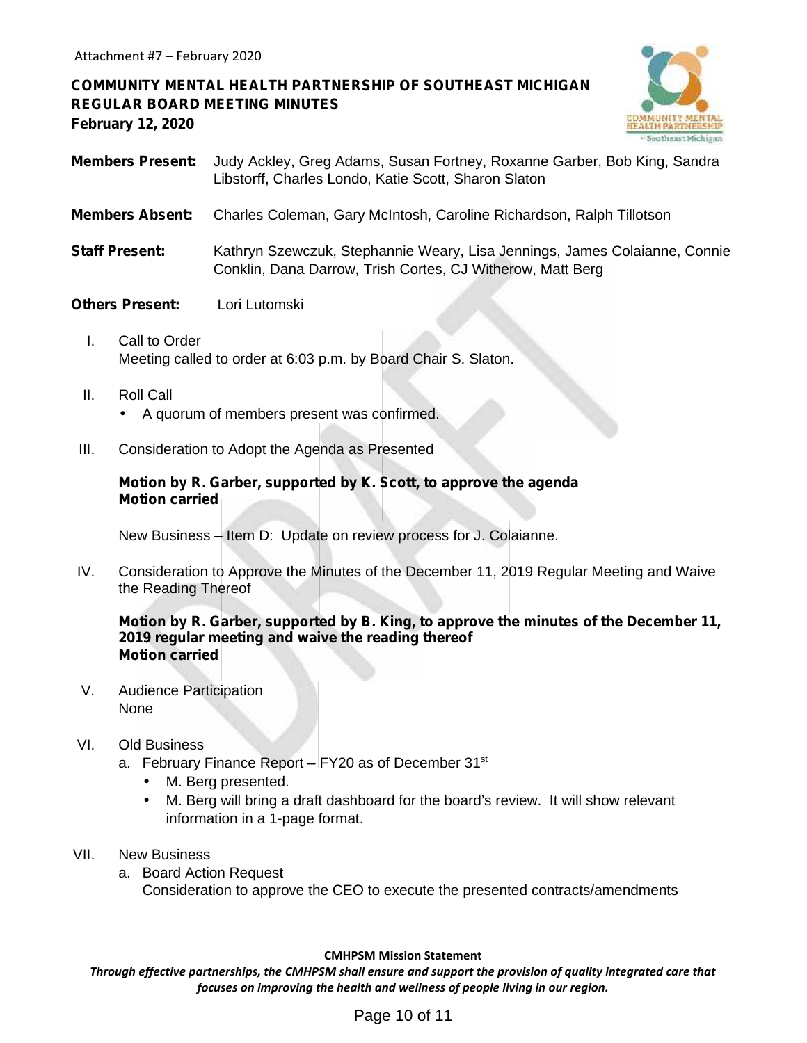Attachment #7 – February 2020

**COMMUNITY MENTAL HEALTH PARTNERSHIP OF SOUTHEAST MICHIGAN**
**REGULAR BOARD MEETING MINUTES**
**February 12, 2020**

**Members Present:** Judy Ackley, Greg Adams, Susan Fortney, Roxanne Garber, Bob King, Sandra Libstorff, Charles Londo, Katie Scott, Sharon Slaton

**Members Absent:** Charles Coleman, Gary McIntosh, Caroline Richardson, Ralph Tillotson

**Staff Present:** Kathryn Szewczuk, Stephannie Weary, Lisa Jennings, James Colaianne, Connie Conklin, Dana Darrow, Trish Cortes, CJ Witherow, Matt Berg

**Others Present:** Lori Lutomski

I. Call to Order
   Meeting called to order at 6:03 p.m. by Board Chair S. Slaton.

II. Roll Call
   - A quorum of members present was confirmed.

III. Consideration to Adopt the Agenda as Presented

   **Motion by R. Garber, supported by K. Scott, to approve the agenda**
   **Motion carried**

   New Business – Item D: Update on review process for J. Colaianne.

IV. Consideration to Approve the Minutes of the December 11, 2019 Regular Meeting and Waive the Reading Thereof

   **Motion by R. Garber, supported by B. King, to approve the minutes of the December 11, 2019 regular meeting and waive the reading thereof**
   **Motion carried**

V. Audience Participation
   None

VI. Old Business
   a. February Finance Report – FY20 as of December 31st
      - M. Berg presented.
      - M. Berg will bring a draft dashboard for the board's review. It will show relevant information in a 1-page format.

VII. New Business
   a. Board Action Request
      Consideration to approve the CEO to execute the presented contracts/amendments

**CMHPSM Mission Statement**

***Through effective partnerships, the CMHPSM shall ensure and support the provision of quality integrated care that focuses on improving the health and wellness of people living in our region.***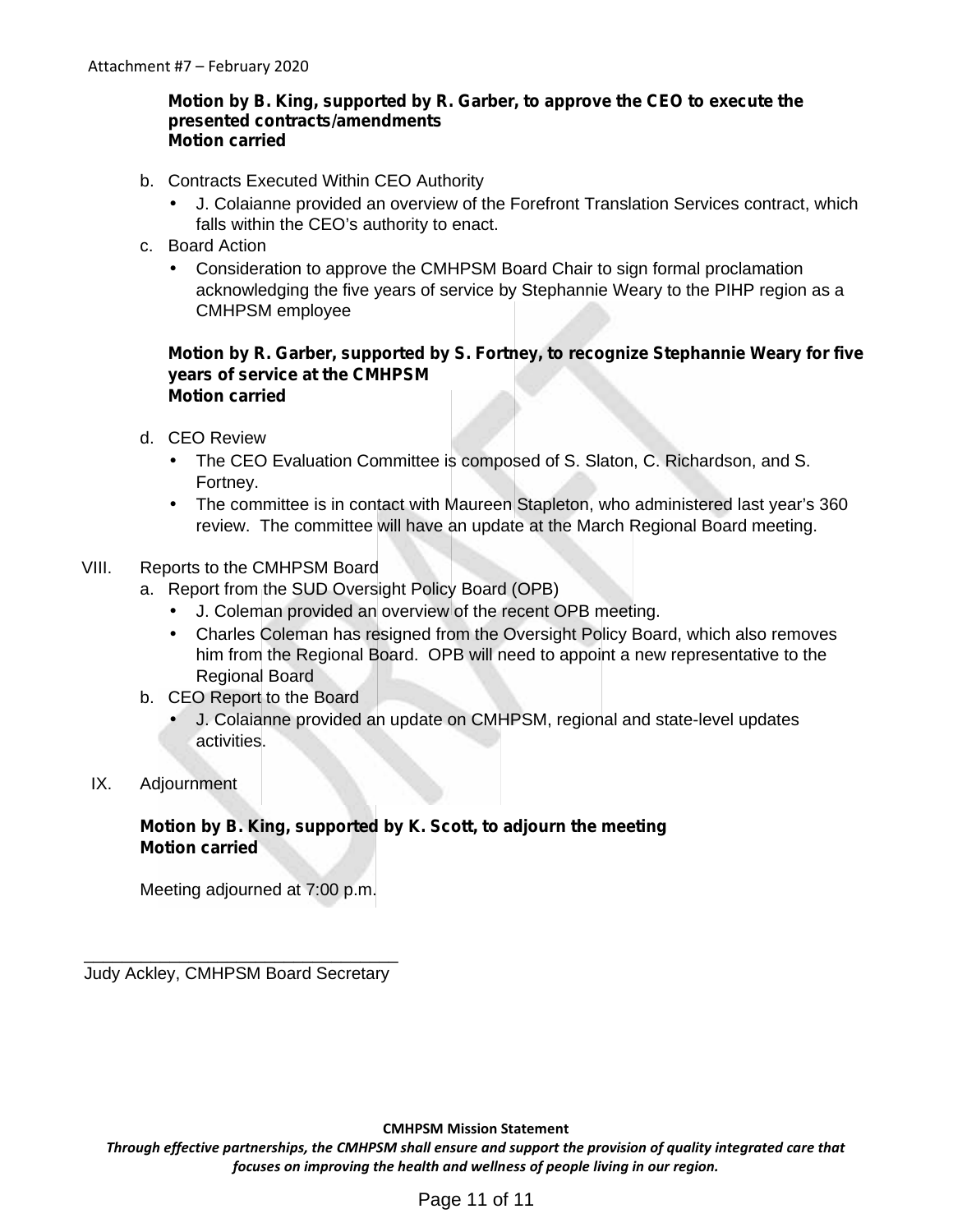Attachment #7 – February 2020

**Motion by B. King, supported by R. Garber, to approve the CEO to execute the presented contracts/amendments**
**Motion carried**

b. Contracts Executed Within CEO Authority
   - J. Colaianne provided an overview of the Forefront Translation Services contract, which falls within the CEO's authority to enact.

c. Board Action
   - Consideration to approve the CMHPSM Board Chair to sign formal proclamation acknowledging the five years of service by Stephannie Weary to the PIHP region as a CMHPSM employee

**Motion by R. Garber, supported by S. Fortney, to recognize Stephannie Weary for five years of service at the CMHPSM**
**Motion carried**

d. CEO Review
   - The CEO Evaluation Committee is composed of S. Slaton, C. Richardson, and S. Fortney.
   - The committee is in contact with Maureen Stapleton, who administered last year's 360 review. The committee will have an update at the March Regional Board meeting.

VIII. Reports to the CMHPSM Board

a. Report from the SUD Oversight Policy Board (OPB)
   - J. Coleman provided an overview of the recent OPB meeting.
   - Charles Coleman has resigned from the Oversight Policy Board, which also removes him from the Regional Board. OPB will need to appoint a new representative to the Regional Board

b. CEO Report to the Board
   - J. Colaianne provided an update on CMHPSM, regional and state-level updates activities.

IX. Adjournment

**Motion by B. King, supported by K. Scott, to adjourn the meeting**
**Motion carried**

Meeting adjourned at 7:00 p.m.

\_\_\_\_\_\_\_\_\_\_\_\_\_\_\_\_\_\_\_\_\_\_\_\_\_\_\_\_\_\_\_\_\_\_
Judy Ackley, CMHPSM Board Secretary

**CMHPSM Mission Statement**

***Through effective partnerships, the CMHPSM shall ensure and support the provision of quality integrated care that focuses on improving the health and wellness of people living in our region.***